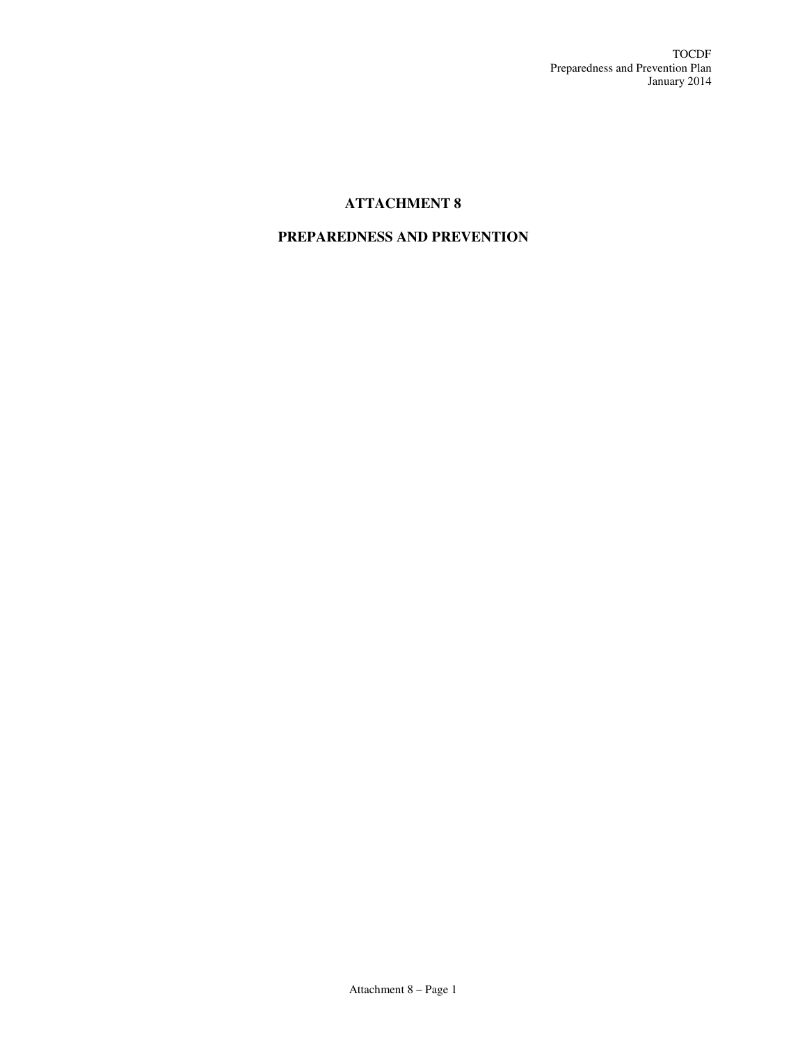# ATTACHMENT 8

# PREPAREDNESS AND PREVENTION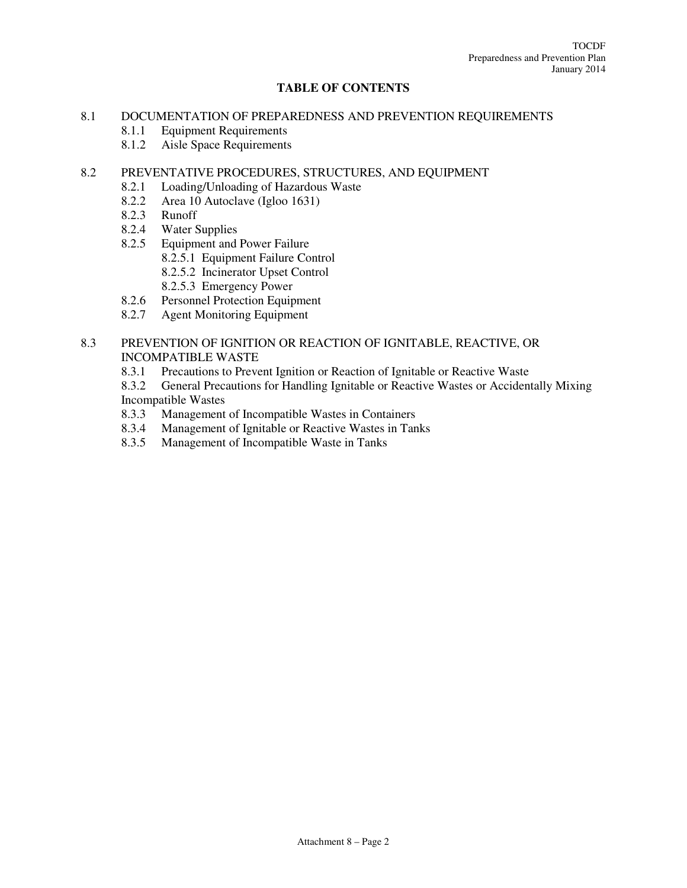## TABLE OF CONTENTS

8.1 DOCUMENTATION OF PREPAREDNESS AND PREVENTION REQUIREMENTS
- 8.1.1 Equipment Requirements
- 8.1.2 Aisle Space Requirements

8.2 PREVENTATIVE PROCEDURES, STRUCTURES, AND EQUIPMENT
- 8.2.1 Loading/Unloading of Hazardous Waste
- 8.2.2 Area 10 Autoclave (Igloo 1631)
- 8.2.3 Runoff
- 8.2.4 Water Supplies
- 8.2.5 Equipment and Power Failure
  - 8.2.5.1 Equipment Failure Control
  - 8.2.5.2 Incinerator Upset Control
  - 8.2.5.3 Emergency Power
- 8.2.6 Personnel Protection Equipment
- 8.2.7 Agent Monitoring Equipment

8.3 PREVENTION OF IGNITION OR REACTION OF IGNITABLE, REACTIVE, OR INCOMPATIBLE WASTE
- 8.3.1 Precautions to Prevent Ignition or Reaction of Ignitable or Reactive Waste
- 8.3.2 General Precautions for Handling Ignitable or Reactive Wastes or Accidentally Mixing Incompatible Wastes
- 8.3.3 Management of Incompatible Wastes in Containers
- 8.3.4 Management of Ignitable or Reactive Wastes in Tanks
- 8.3.5 Management of Incompatible Waste in Tanks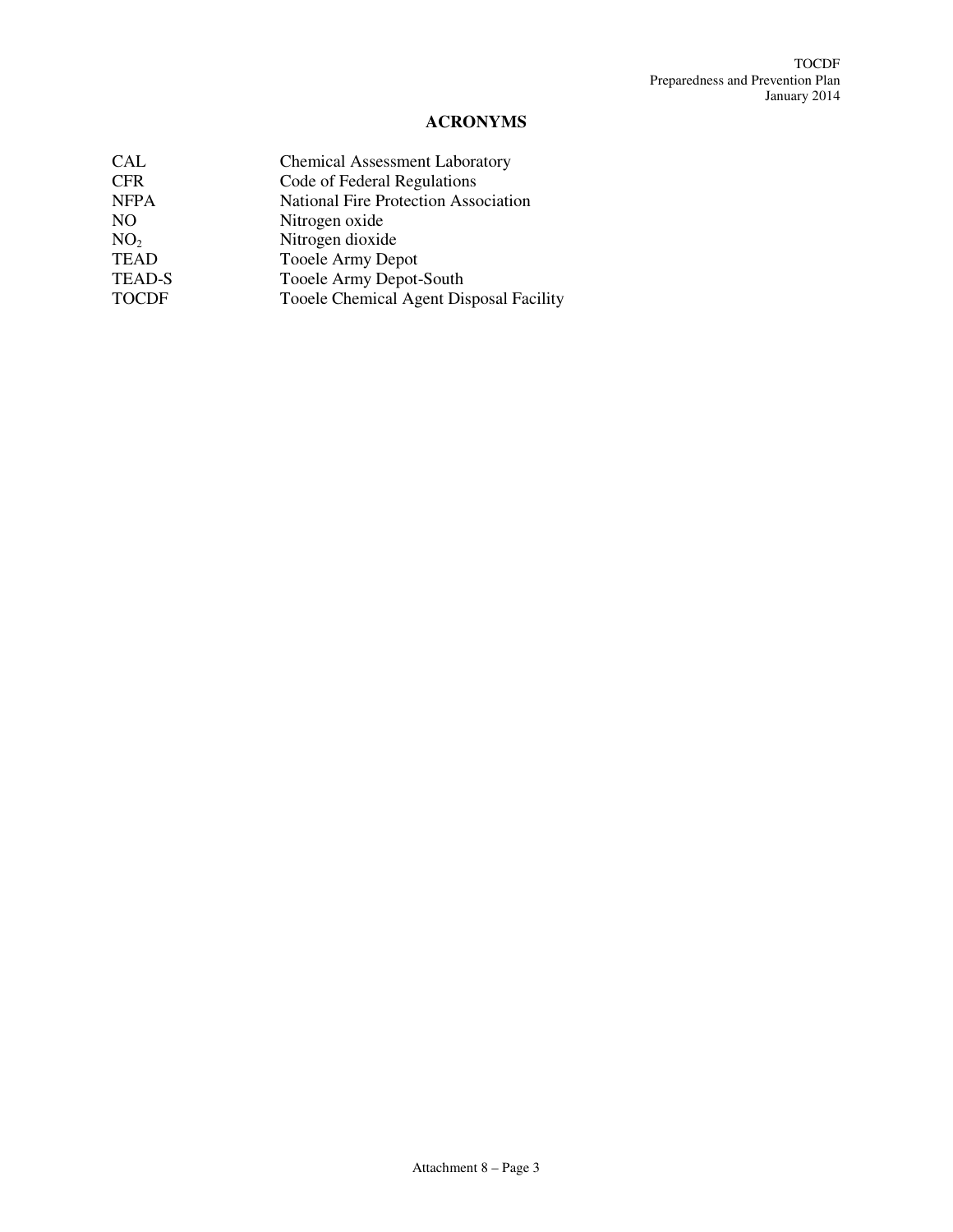# ACRONYMS

| | |
|---|---|
| CAL | Chemical Assessment Laboratory |
| CFR | Code of Federal Regulations |
| NFPA | National Fire Protection Association |
| NO | Nitrogen oxide |
| $NO_2$ | Nitrogen dioxide |
| TEAD | Tooele Army Depot |
| TEAD-S | Tooele Army Depot-South |
| TOCDF | Tooele Chemical Agent Disposal Facility |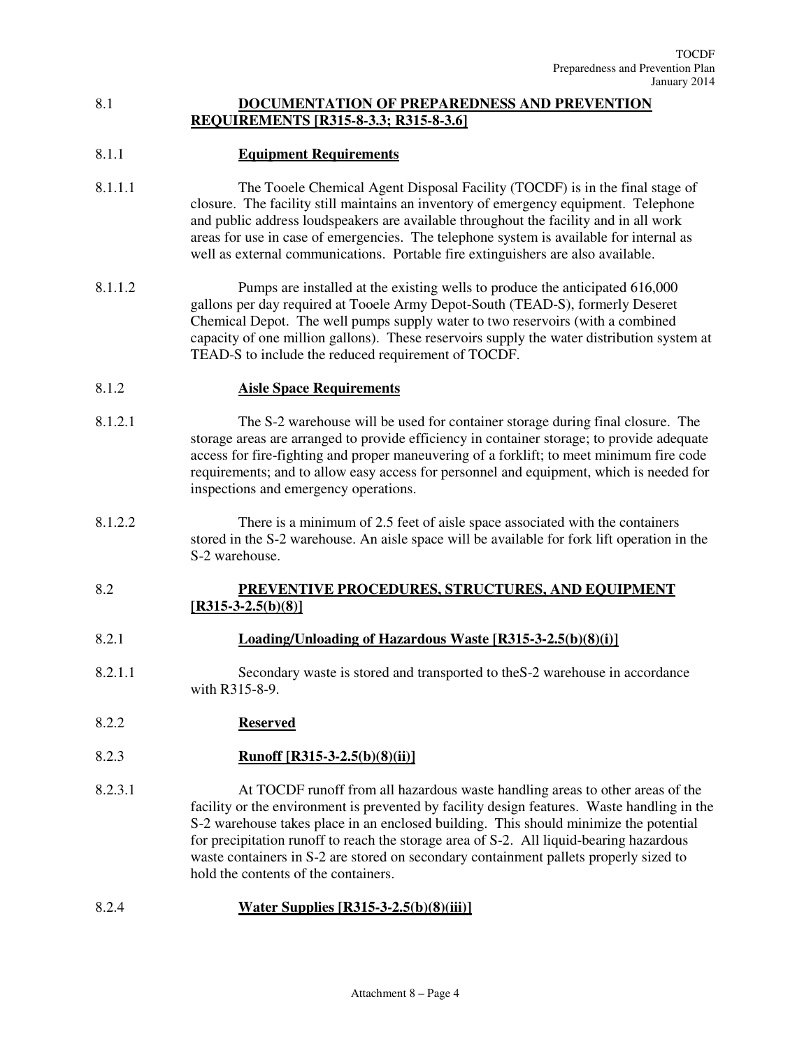## 8.1 DOCUMENTATION OF PREPAREDNESS AND PREVENTION REQUIREMENTS [R315-8-3.3; R315-8-3.6]

### 8.1.1 Equipment Requirements

8.1.1.1 The Tooele Chemical Agent Disposal Facility (TOCDF) is in the final stage of closure. The facility still maintains an inventory of emergency equipment. Telephone and public address loudspeakers are available throughout the facility and in all work areas for use in case of emergencies. The telephone system is available for internal as well as external communications. Portable fire extinguishers are also available.

8.1.1.2 Pumps are installed at the existing wells to produce the anticipated 616,000 gallons per day required at Tooele Army Depot-South (TEAD-S), formerly Deseret Chemical Depot. The well pumps supply water to two reservoirs (with a combined capacity of one million gallons). These reservoirs supply the water distribution system at TEAD-S to include the reduced requirement of TOCDF.

### 8.1.2 Aisle Space Requirements

8.1.2.1 The S-2 warehouse will be used for container storage during final closure. The storage areas are arranged to provide efficiency in container storage; to provide adequate access for fire-fighting and proper maneuvering of a forklift; to meet minimum fire code requirements; and to allow easy access for personnel and equipment, which is needed for inspections and emergency operations.

8.1.2.2 There is a minimum of 2.5 feet of aisle space associated with the containers stored in the S-2 warehouse. An aisle space will be available for fork lift operation in the S-2 warehouse.

## 8.2 PREVENTIVE PROCEDURES, STRUCTURES, AND EQUIPMENT [R315-3-2.5(b)(8)]

### 8.2.1 Loading/Unloading of Hazardous Waste [R315-3-2.5(b)(8)(i)]

8.2.1.1 Secondary waste is stored and transported to theS-2 warehouse in accordance with R315-8-9.

### 8.2.2 Reserved

### 8.2.3 Runoff [R315-3-2.5(b)(8)(ii)]

8.2.3.1 At TOCDF runoff from all hazardous waste handling areas to other areas of the facility or the environment is prevented by facility design features. Waste handling in the S-2 warehouse takes place in an enclosed building. This should minimize the potential for precipitation runoff to reach the storage area of S-2. All liquid-bearing hazardous waste containers in S-2 are stored on secondary containment pallets properly sized to hold the contents of the containers.

### 8.2.4 Water Supplies [R315-3-2.5(b)(8)(iii)]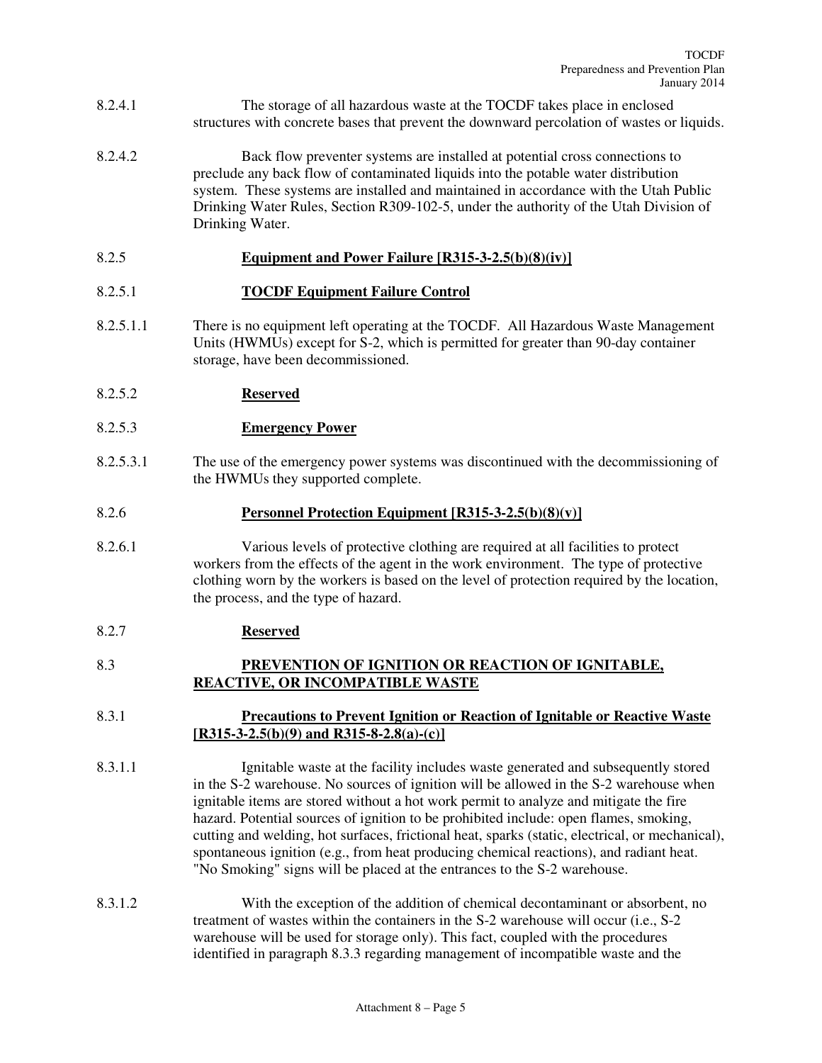8.2.4.1 The storage of all hazardous waste at the TOCDF takes place in enclosed structures with concrete bases that prevent the downward percolation of wastes or liquids.

8.2.4.2 Back flow preventer systems are installed at potential cross connections to preclude any back flow of contaminated liquids into the potable water distribution system. These systems are installed and maintained in accordance with the Utah Public Drinking Water Rules, Section R309-102-5, under the authority of the Utah Division of Drinking Water.

### 8.2.5 **Equipment and Power Failure [R315-3-2.5(b)(8)(iv)]**

#### 8.2.5.1 **TOCDF Equipment Failure Control**

8.2.5.1.1 There is no equipment left operating at the TOCDF. All Hazardous Waste Management Units (HWMUs) except for S-2, which is permitted for greater than 90-day container storage, have been decommissioned.

#### 8.2.5.2 **Reserved**

#### 8.2.5.3 **Emergency Power**

8.2.5.3.1 The use of the emergency power systems was discontinued with the decommissioning of the HWMUs they supported complete.

### 8.2.6 **Personnel Protection Equipment [R315-3-2.5(b)(8)(v)]**

8.2.6.1 Various levels of protective clothing are required at all facilities to protect workers from the effects of the agent in the work environment. The type of protective clothing worn by the workers is based on the level of protection required by the location, the process, and the type of hazard.

### 8.2.7 **Reserved**

## 8.3 **PREVENTION OF IGNITION OR REACTION OF IGNITABLE, REACTIVE, OR INCOMPATIBLE WASTE**

### 8.3.1 **Precautions to Prevent Ignition or Reaction of Ignitable or Reactive Waste [R315-3-2.5(b)(9) and R315-8-2.8(a)-(c)]**

8.3.1.1 Ignitable waste at the facility includes waste generated and subsequently stored in the S-2 warehouse. No sources of ignition will be allowed in the S-2 warehouse when ignitable items are stored without a hot work permit to analyze and mitigate the fire hazard. Potential sources of ignition to be prohibited include: open flames, smoking, cutting and welding, hot surfaces, frictional heat, sparks (static, electrical, or mechanical), spontaneous ignition (e.g., from heat producing chemical reactions), and radiant heat. "No Smoking" signs will be placed at the entrances to the S-2 warehouse.

8.3.1.2 With the exception of the addition of chemical decontaminant or absorbent, no treatment of wastes within the containers in the S-2 warehouse will occur (i.e., S-2 warehouse will be used for storage only). This fact, coupled with the procedures identified in paragraph 8.3.3 regarding management of incompatible waste and the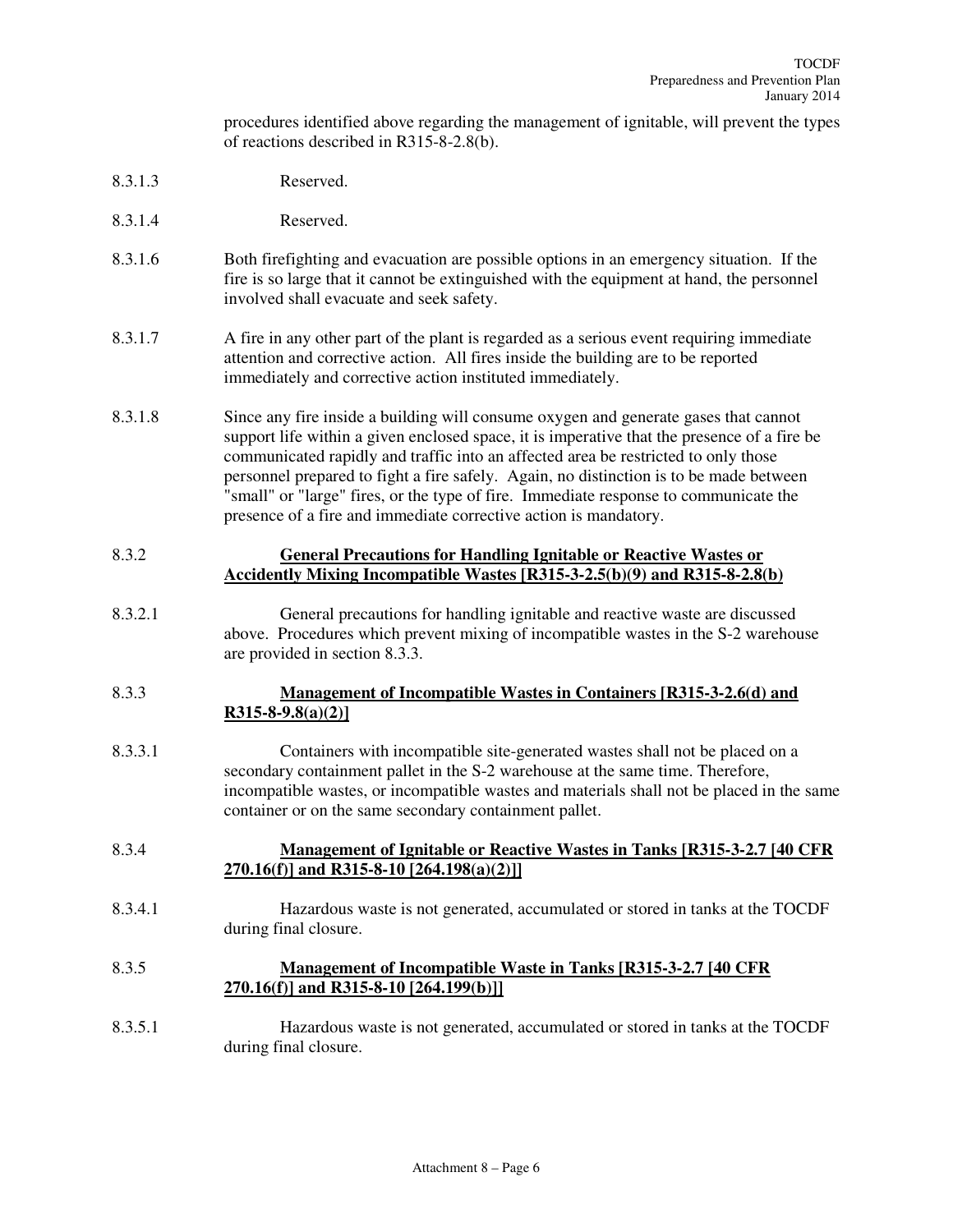procedures identified above regarding the management of ignitable, will prevent the types of reactions described in R315-8-2.8(b).

8.3.1.3 Reserved.

8.3.1.4 Reserved.

8.3.1.6 Both firefighting and evacuation are possible options in an emergency situation. If the fire is so large that it cannot be extinguished with the equipment at hand, the personnel involved shall evacuate and seek safety.

8.3.1.7 A fire in any other part of the plant is regarded as a serious event requiring immediate attention and corrective action. All fires inside the building are to be reported immediately and corrective action instituted immediately.

8.3.1.8 Since any fire inside a building will consume oxygen and generate gases that cannot support life within a given enclosed space, it is imperative that the presence of a fire be communicated rapidly and traffic into an affected area be restricted to only those personnel prepared to fight a fire safely. Again, no distinction is to be made between "small" or "large" fires, or the type of fire. Immediate response to communicate the presence of a fire and immediate corrective action is mandatory.

## 8.3.2 General Precautions for Handling Ignitable or Reactive Wastes or Accidently Mixing Incompatible Wastes [R315-3-2.5(b)(9) and R315-8-2.8(b)

8.3.2.1 General precautions for handling ignitable and reactive waste are discussed above. Procedures which prevent mixing of incompatible wastes in the S-2 warehouse are provided in section 8.3.3.

## 8.3.3 Management of Incompatible Wastes in Containers [R315-3-2.6(d) and R315-8-9.8(a)(2)]

8.3.3.1 Containers with incompatible site-generated wastes shall not be placed on a secondary containment pallet in the S-2 warehouse at the same time. Therefore, incompatible wastes, or incompatible wastes and materials shall not be placed in the same container or on the same secondary containment pallet.

## 8.3.4 Management of Ignitable or Reactive Wastes in Tanks [R315-3-2.7 [40 CFR 270.16(f)] and R315-8-10 [264.198(a)(2)]]

8.3.4.1 Hazardous waste is not generated, accumulated or stored in tanks at the TOCDF during final closure.

## 8.3.5 Management of Incompatible Waste in Tanks [R315-3-2.7 [40 CFR 270.16(f)] and R315-8-10 [264.199(b)]]

8.3.5.1 Hazardous waste is not generated, accumulated or stored in tanks at the TOCDF during final closure.